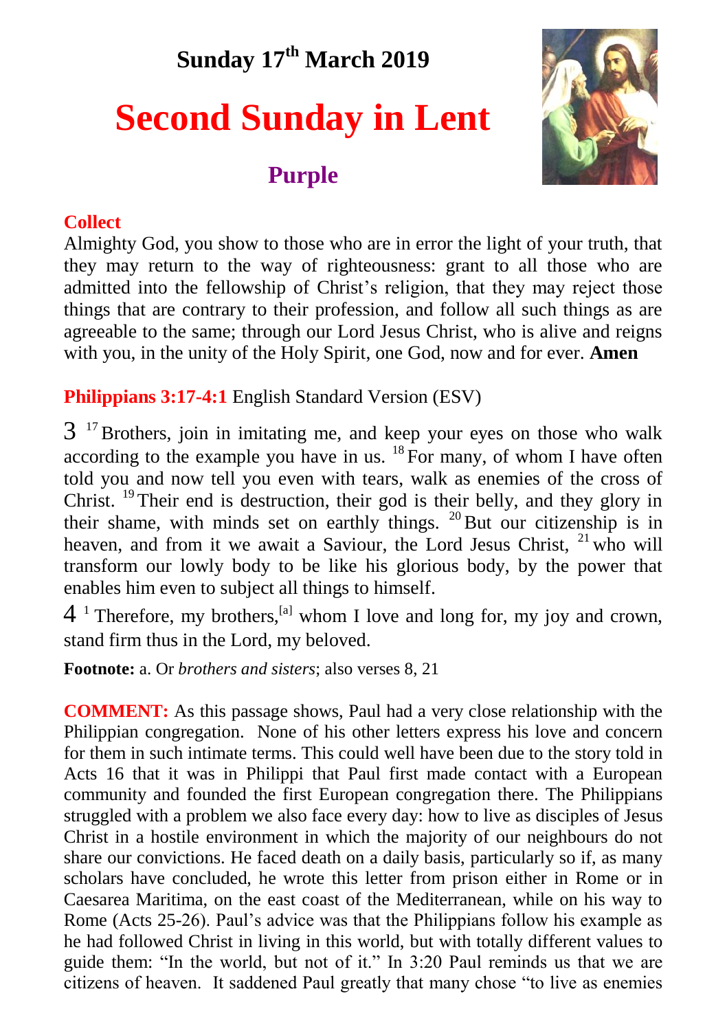# Sunday 17th March 2019

# Second Sunday in Lent

## Purple

**Collect**

Almighty God, you show to those who are in error the light of your truth, that they may return to the way of righteousness: grant to all those who are admitted into the fellowship of Christ's religion, that they may reject those things that are contrary to their profession, and follow all such things as are agreeable to the same; through our Lord Jesus Christ, who is alive and reigns with you, in the unity of the Holy Spirit, one God, now and for ever. **Amen**

**Philippians 3:17-4:1** English Standard Version (ESV)

3 [17] Brothers, join in imitating me, and keep your eyes on those who walk according to the example you have in us. [18] For many, of whom I have often told you and now tell you even with tears, walk as enemies of the cross of Christ. [19] Their end is destruction, their god is their belly, and they glory in their shame, with minds set on earthly things. [20] But our citizenship is in heaven, and from it we await a Saviour, the Lord Jesus Christ, [21] who will transform our lowly body to be like his glorious body, by the power that enables him even to subject all things to himself.

4 [1] Therefore, my brothers,[a] whom I love and long for, my joy and crown, stand firm thus in the Lord, my beloved.

**Footnote:** a. Or *brothers and sisters*; also verses 8, 21

**COMMENT:** As this passage shows, Paul had a very close relationship with the Philippian congregation. None of his other letters express his love and concern for them in such intimate terms. This could well have been due to the story told in Acts 16 that it was in Philippi that Paul first made contact with a European community and founded the first European congregation there. The Philippians struggled with a problem we also face every day: how to live as disciples of Jesus Christ in a hostile environment in which the majority of our neighbours do not share our convictions. He faced death on a daily basis, particularly so if, as many scholars have concluded, he wrote this letter from prison either in Rome or in Caesarea Maritima, on the east coast of the Mediterranean, while on his way to Rome (Acts 25-26). Paul's advice was that the Philippians follow his example as he had followed Christ in living in this world, but with totally different values to guide them: "In the world, but not of it." In 3:20 Paul reminds us that we are citizens of heaven. It saddened Paul greatly that many chose "to live as enemies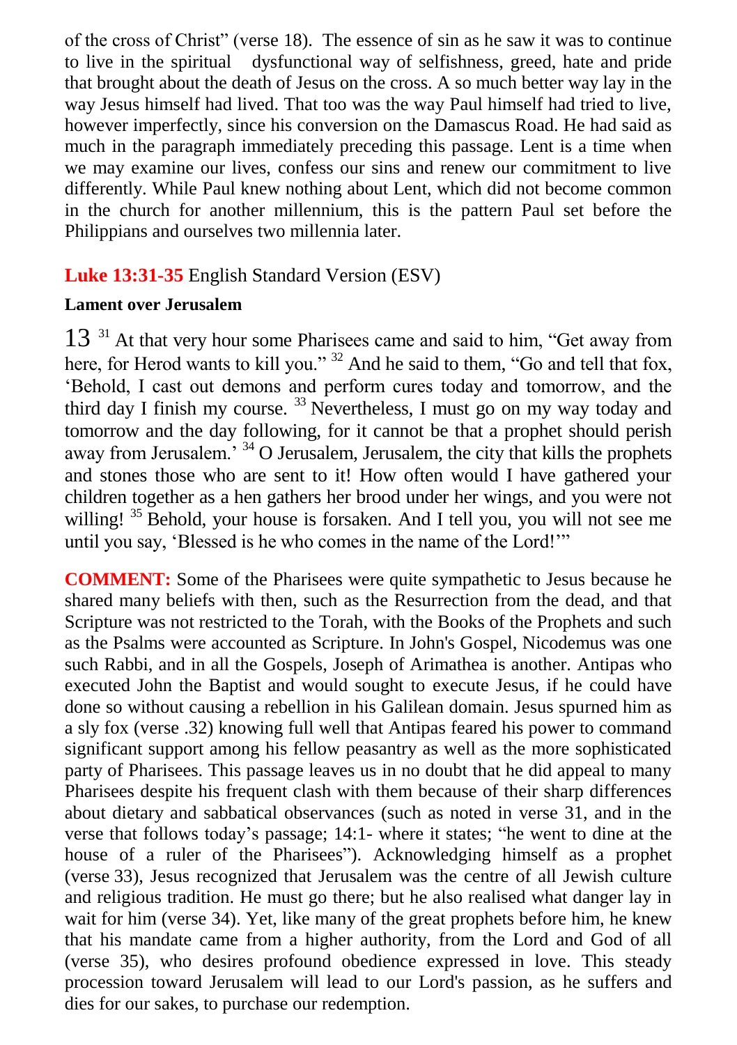of the cross of Christ" (verse 18). The essence of sin as he saw it was to continue to live in the spiritual dysfunctional way of selfishness, greed, hate and pride that brought about the death of Jesus on the cross. A so much better way lay in the way Jesus himself had lived. That too was the way Paul himself had tried to live, however imperfectly, since his conversion on the Damascus Road. He had said as much in the paragraph immediately preceding this passage. Lent is a time when we may examine our lives, confess our sins and renew our commitment to live differently. While Paul knew nothing about Lent, which did not become common in the church for another millennium, this is the pattern Paul set before the Philippians and ourselves two millennia later.

**Luke 13:31-35** English Standard Version (ESV)

**Lament over Jerusalem**

13 [31] At that very hour some Pharisees came and said to him, "Get away from here, for Herod wants to kill you." [32] And he said to them, "Go and tell that fox, 'Behold, I cast out demons and perform cures today and tomorrow, and the third day I finish my course. [33] Nevertheless, I must go on my way today and tomorrow and the day following, for it cannot be that a prophet should perish away from Jerusalem.' [34] O Jerusalem, Jerusalem, the city that kills the prophets and stones those who are sent to it! How often would I have gathered your children together as a hen gathers her brood under her wings, and you were not willing! [35] Behold, your house is forsaken. And I tell you, you will not see me until you say, 'Blessed is he who comes in the name of the Lord!'"

**COMMENT:** Some of the Pharisees were quite sympathetic to Jesus because he shared many beliefs with then, such as the Resurrection from the dead, and that Scripture was not restricted to the Torah, with the Books of the Prophets and such as the Psalms were accounted as Scripture. In John's Gospel, Nicodemus was one such Rabbi, and in all the Gospels, Joseph of Arimathea is another. Antipas who executed John the Baptist and would sought to execute Jesus, if he could have done so without causing a rebellion in his Galilean domain. Jesus spurned him as a sly fox (verse .32) knowing full well that Antipas feared his power to command significant support among his fellow peasantry as well as the more sophisticated party of Pharisees. This passage leaves us in no doubt that he did appeal to many Pharisees despite his frequent clash with them because of their sharp differences about dietary and sabbatical observances (such as noted in verse 31, and in the verse that follows today's passage; 14:1- where it states; "he went to dine at the house of a ruler of the Pharisees"). Acknowledging himself as a prophet (verse 33), Jesus recognized that Jerusalem was the centre of all Jewish culture and religious tradition. He must go there; but he also realised what danger lay in wait for him (verse 34). Yet, like many of the great prophets before him, he knew that his mandate came from a higher authority, from the Lord and God of all (verse 35), who desires profound obedience expressed in love. This steady procession toward Jerusalem will lead to our Lord's passion, as he suffers and dies for our sakes, to purchase our redemption.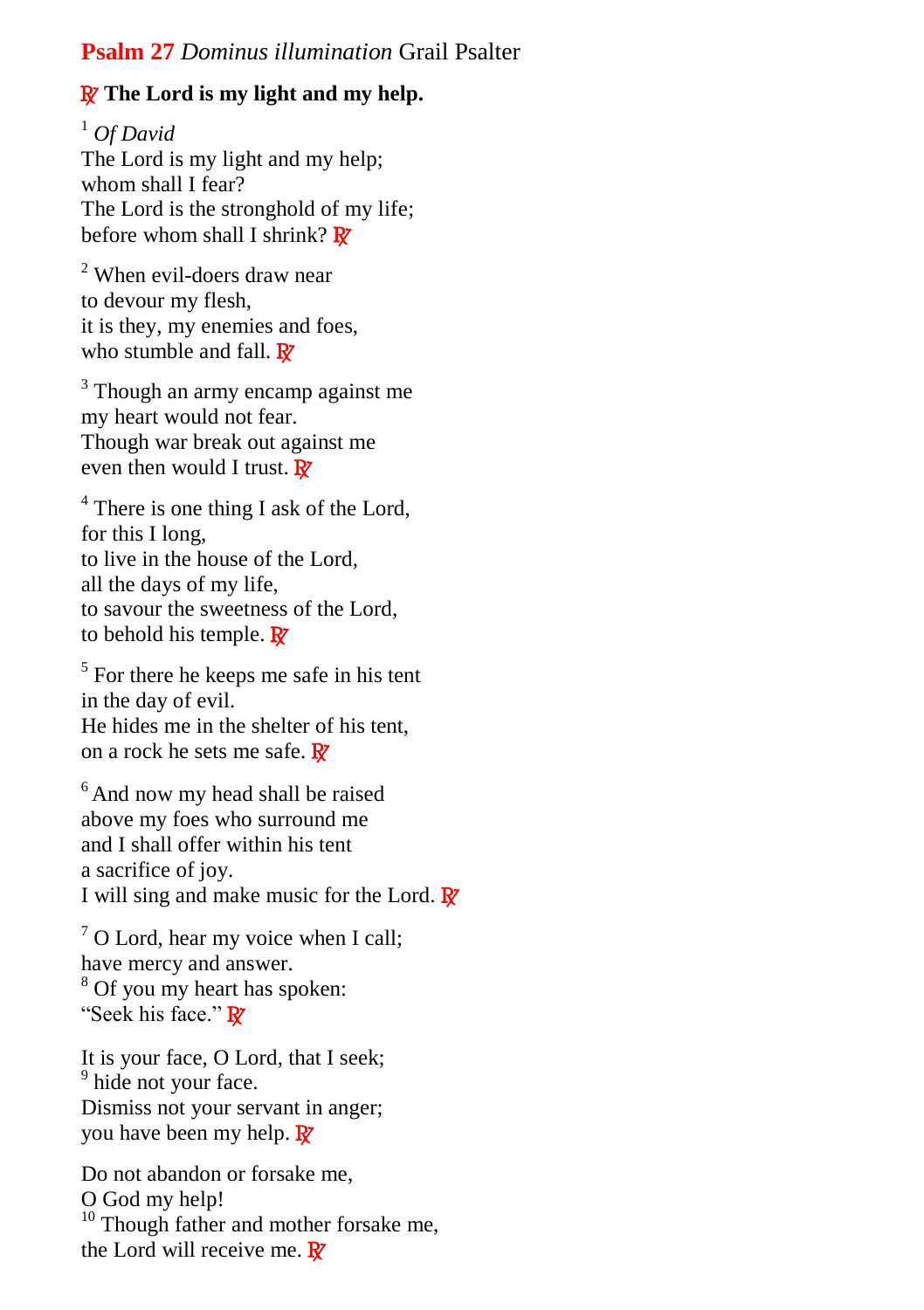**Psalm 27** *Dominus illumination* Grail Psalter

**℟ The Lord is my light and my help.**

[1] *Of David*
The Lord is my light and my help;
whom shall I fear?
The Lord is the stronghold of my life;
before whom shall I shrink? ℟

[2] When evil-doers draw near
to devour my flesh,
it is they, my enemies and foes,
who stumble and fall. ℟

[3] Though an army encamp against me
my heart would not fear.
Though war break out against me
even then would I trust. ℟

[4] There is one thing I ask of the Lord,
for this I long,
to live in the house of the Lord,
all the days of my life,
to savour the sweetness of the Lord,
to behold his temple. ℟

[5] For there he keeps me safe in his tent
in the day of evil.
He hides me in the shelter of his tent,
on a rock he sets me safe. ℟

[6] And now my head shall be raised
above my foes who surround me
and I shall offer within his tent
a sacrifice of joy.
I will sing and make music for the Lord. ℟

[7] O Lord, hear my voice when I call;
have mercy and answer.
[8] Of you my heart has spoken:
"Seek his face." ℟

It is your face, O Lord, that I seek;
[9] hide not your face.
Dismiss not your servant in anger;
you have been my help. ℟

Do not abandon or forsake me,
O God my help!
[10] Though father and mother forsake me,
the Lord will receive me. ℟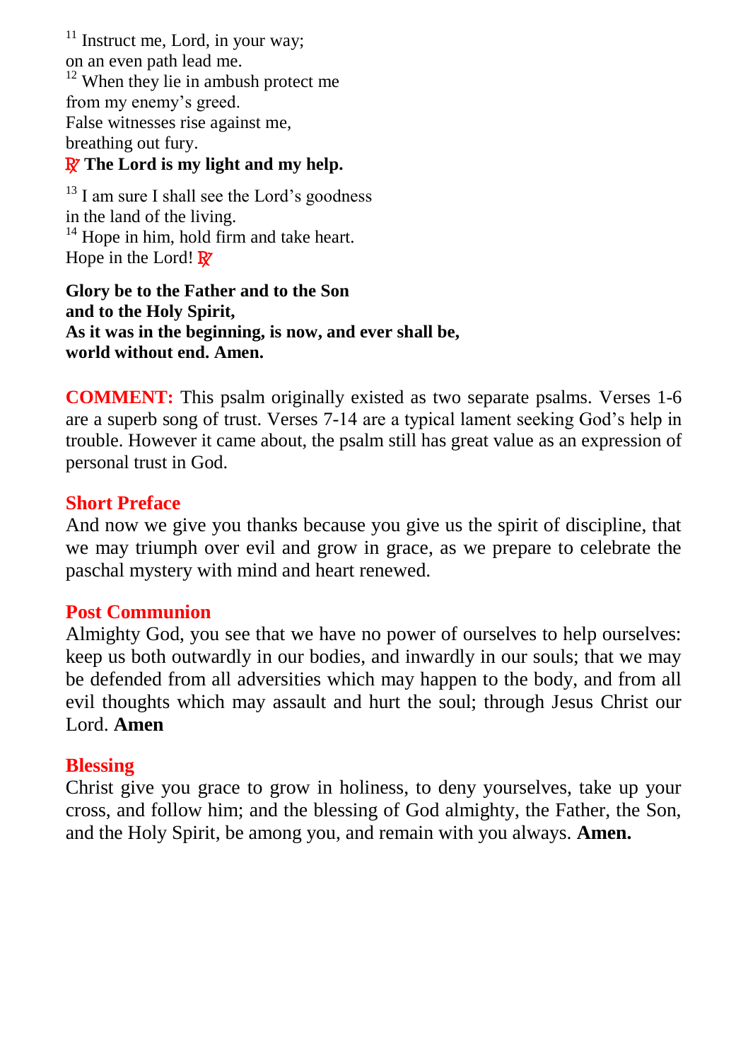[11] Instruct me, Lord, in your way;
on an even path lead me.
[12] When they lie in ambush protect me
from my enemy's greed.
False witnesses rise against me,
breathing out fury.
℟ **The Lord is my light and my help.**

[13] I am sure I shall see the Lord's goodness
in the land of the living.
[14] Hope in him, hold firm and take heart.
Hope in the Lord! ℟

**Glory be to the Father and to the Son**
**and to the Holy Spirit,**
**As it was in the beginning, is now, and ever shall be,**
**world without end. Amen.**

**COMMENT:** This psalm originally existed as two separate psalms. Verses 1-6 are a superb song of trust. Verses 7-14 are a typical lament seeking God's help in trouble. However it came about, the psalm still has great value as an expression of personal trust in God.

## Short Preface

And now we give you thanks because you give us the spirit of discipline, that we may triumph over evil and grow in grace, as we prepare to celebrate the paschal mystery with mind and heart renewed.

## Post Communion

Almighty God, you see that we have no power of ourselves to help ourselves: keep us both outwardly in our bodies, and inwardly in our souls; that we may be defended from all adversities which may happen to the body, and from all evil thoughts which may assault and hurt the soul; through Jesus Christ our Lord. **Amen**

## Blessing

Christ give you grace to grow in holiness, to deny yourselves, take up your cross, and follow him; and the blessing of God almighty, the Father, the Son, and the Holy Spirit, be among you, and remain with you always. **Amen.**